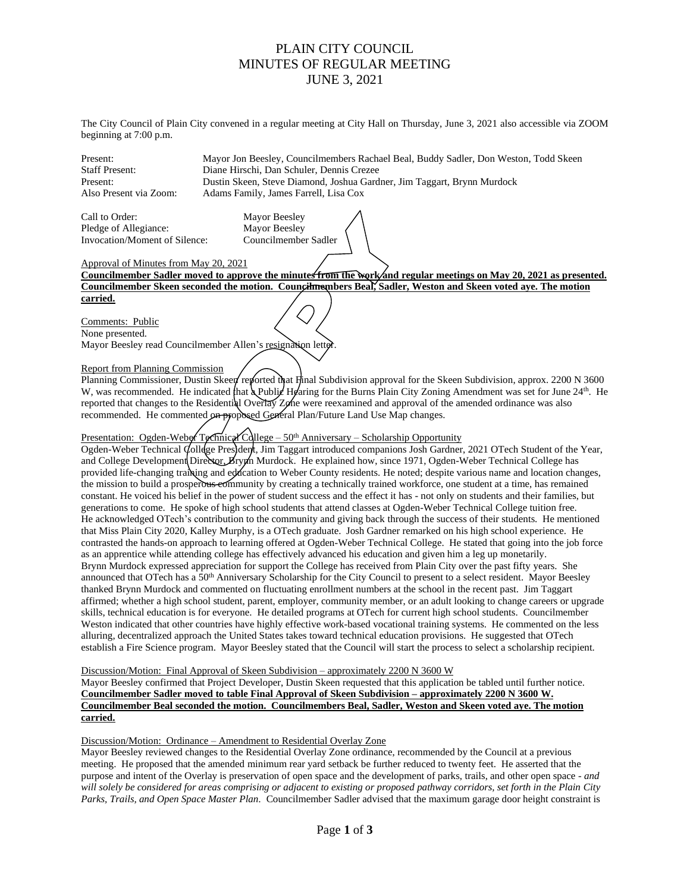# PLAIN CITY COUNCIL
# MINUTES OF REGULAR MEETING
# JUNE 3, 2021

The City Council of Plain City convened in a regular meeting at City Hall on Thursday, June 3, 2021 also accessible via ZOOM beginning at 7:00 p.m.

| | |
|---|---|
| Present: | Mayor Jon Beesley, Councilmembers Rachael Beal, Buddy Sadler, Don Weston, Todd Skeen |
| Staff Present: | Diane Hirschi, Dan Schuler, Dennis Crezee |
| Present: | Dustin Skeen, Steve Diamond, Joshua Gardner, Jim Taggart, Brynn Murdock |
| Also Present via Zoom: | Adams Family, James Farrell, Lisa Cox |

| | |
|---|---|
| Call to Order: | Mayor Beesley |
| Pledge of Allegiance: | Mayor Beesley |
| Invocation/Moment of Silence: | Councilmember Sadler |

Approval of Minutes from May 20, 2021

**Councilmember Sadler moved to approve the minutes from the work and regular meetings on May 20, 2021 as presented. Councilmember Skeen seconded the motion. Councilmembers Beal, Sadler, Weston and Skeen voted aye. The motion carried.**

Comments: Public

None presented.

Mayor Beesley read Councilmember Allen's resignation letter.

Report from Planning Commission

Planning Commissioner, Dustin Skeen reported that Final Subdivision approval for the Skeen Subdivision, approx. 2200 N 3600 W, was recommended. He indicated that a Public Hearing for the Burns Plain City Zoning Amendment was set for June 24th. He reported that changes to the Residential Overlay Zone were reexamined and approval of the amended ordinance was also recommended. He commented on proposed General Plan/Future Land Use Map changes.

Presentation: Ogden-Weber Technical College – 50th Anniversary – Scholarship Opportunity

Ogden-Weber Technical College President, Jim Taggart introduced companions Josh Gardner, 2021 OTech Student of the Year, and College Development Director, Brynn Murdock. He explained how, since 1971, Ogden-Weber Technical College has provided life-changing training and education to Weber County residents. He noted; despite various name and location changes, the mission to build a prosperous community by creating a technically trained workforce, one student at a time, has remained constant. He voiced his belief in the power of student success and the effect it has - not only on students and their families, but generations to come. He spoke of high school students that attend classes at Ogden-Weber Technical College tuition free. He acknowledged OTech's contribution to the community and giving back through the success of their students. He mentioned that Miss Plain City 2020, Kalley Murphy, is a OTech graduate. Josh Gardner remarked on his high school experience. He contrasted the hands-on approach to learning offered at Ogden-Weber Technical College. He stated that going into the job force as an apprentice while attending college has effectively advanced his education and given him a leg up monetarily.

Brynn Murdock expressed appreciation for support the College has received from Plain City over the past fifty years. She announced that OTech has a 50th Anniversary Scholarship for the City Council to present to a select resident. Mayor Beesley thanked Brynn Murdock and commented on fluctuating enrollment numbers at the school in the recent past. Jim Taggart affirmed; whether a high school student, parent, employer, community member, or an adult looking to change careers or upgrade skills, technical education is for everyone. He detailed programs at OTech for current high school students. Councilmember Weston indicated that other countries have highly effective work-based vocational training systems. He commented on the less alluring, decentralized approach the United States takes toward technical education provisions. He suggested that OTech establish a Fire Science program. Mayor Beesley stated that the Council will start the process to select a scholarship recipient.

Discussion/Motion: Final Approval of Skeen Subdivision – approximately 2200 N 3600 W

Mayor Beesley confirmed that Project Developer, Dustin Skeen requested that this application be tabled until further notice.

**Councilmember Sadler moved to table Final Approval of Skeen Subdivision – approximately 2200 N 3600 W. Councilmember Beal seconded the motion. Councilmembers Beal, Sadler, Weston and Skeen voted aye. The motion carried.**

Discussion/Motion: Ordinance – Amendment to Residential Overlay Zone

Mayor Beesley reviewed changes to the Residential Overlay Zone ordinance, recommended by the Council at a previous meeting. He proposed that the amended minimum rear yard setback be further reduced to twenty feet. He asserted that the purpose and intent of the Overlay is preservation of open space and the development of parks, trails, and other open space - *and will solely be considered for areas comprising or adjacent to existing or proposed pathway corridors, set forth in the Plain City Parks, Trails, and Open Space Master Plan*. Councilmember Sadler advised that the maximum garage door height constraint is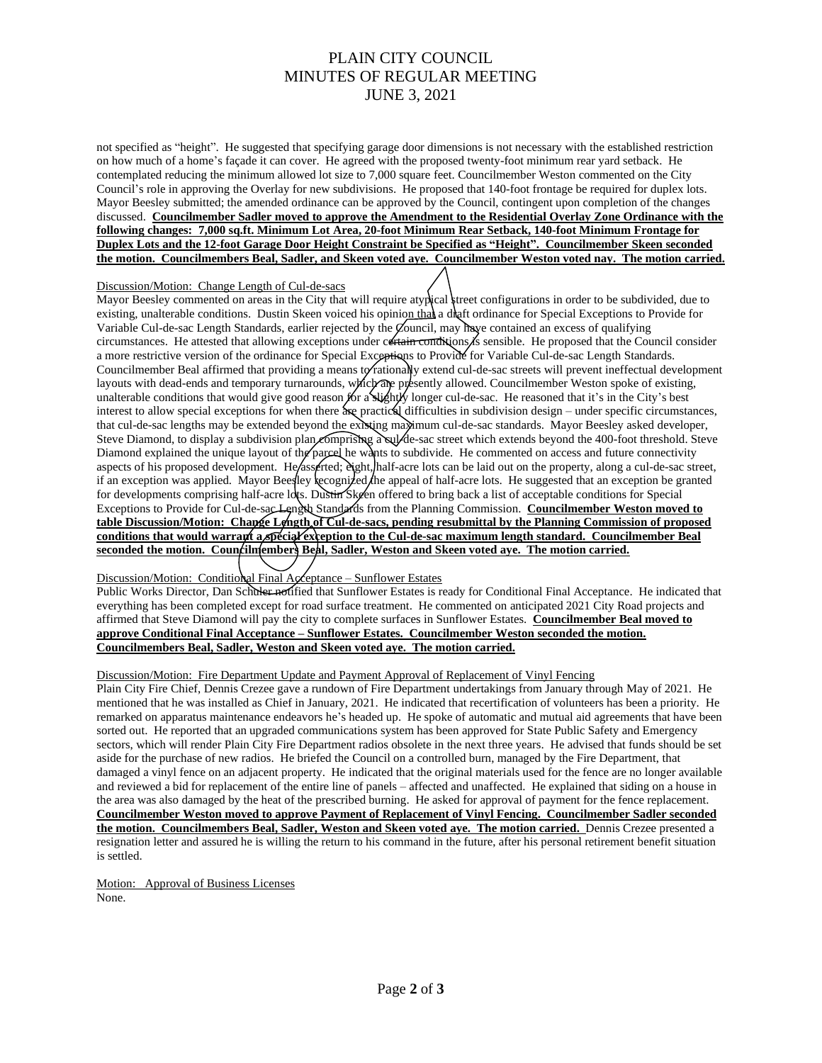not specified as "height". He suggested that specifying garage door dimensions is not necessary with the established restriction on how much of a home's façade it can cover. He agreed with the proposed twenty-foot minimum rear yard setback. He contemplated reducing the minimum allowed lot size to 7,000 square feet. Councilmember Weston commented on the City Council's role in approving the Overlay for new subdivisions. He proposed that 140-foot frontage be required for duplex lots. Mayor Beesley submitted; the amended ordinance can be approved by the Council, contingent upon completion of the changes discussed. **Councilmember Sadler moved to approve the Amendment to the Residential Overlay Zone Ordinance with the following changes: 7,000 sq.ft. Minimum Lot Area, 20-foot Minimum Rear Setback, 140-foot Minimum Frontage for Duplex Lots and the 12-foot Garage Door Height Constraint be Specified as "Height". Councilmember Skeen seconded the motion. Councilmembers Beal, Sadler, and Skeen voted aye. Councilmember Weston voted nay. The motion carried.**

Discussion/Motion: Change Length of Cul-de-sacs

Mayor Beesley commented on areas in the City that will require atypical street configurations in order to be subdivided, due to existing, unalterable conditions. Dustin Skeen voiced his opinion that a draft ordinance for Special Exceptions to Provide for Variable Cul-de-sac Length Standards, earlier rejected by the Council, may have contained an excess of qualifying circumstances. He attested that allowing exceptions under certain conditions is sensible. He proposed that the Council consider a more restrictive version of the ordinance for Special Exceptions to Provide for Variable Cul-de-sac Length Standards. Councilmember Beal affirmed that providing a means to rationally extend cul-de-sac streets will prevent ineffectual development layouts with dead-ends and temporary turnarounds, which are presently allowed. Councilmember Weston spoke of existing, unalterable conditions that would give good reason for a slightly longer cul-de-sac. He reasoned that it's in the City's best interest to allow special exceptions for when there are practical difficulties in subdivision design – under specific circumstances, that cul-de-sac lengths may be extended beyond the existing maximum cul-de-sac standards. Mayor Beesley asked developer, Steve Diamond, to display a subdivision plan comprising a cul-de-sac street which extends beyond the 400-foot threshold. Steve Diamond explained the unique layout of the parcel he wants to subdivide. He commented on access and future connectivity aspects of his proposed development. He asserted; eight, half-acre lots can be laid out on the property, along a cul-de-sac street, if an exception was applied. Mayor Beesley recognized the appeal of half-acre lots. He suggested that an exception be granted for developments comprising half-acre lots. Dustin Skeen offered to bring back a list of acceptable conditions for Special Exceptions to Provide for Cul-de-sac Length Standards from the Planning Commission. **Councilmember Weston moved to table Discussion/Motion: Change Length of Cul-de-sacs, pending resubmittal by the Planning Commission of proposed conditions that would warrant a special exception to the Cul-de-sac maximum length standard. Councilmember Beal seconded the motion. Councilmembers Beal, Sadler, Weston and Skeen voted aye. The motion carried.**

Discussion/Motion: Conditional Final Acceptance – Sunflower Estates

Public Works Director, Dan Schuler notified that Sunflower Estates is ready for Conditional Final Acceptance. He indicated that everything has been completed except for road surface treatment. He commented on anticipated 2021 City Road projects and affirmed that Steve Diamond will pay the city to complete surfaces in Sunflower Estates. **Councilmember Beal moved to approve Conditional Final Acceptance – Sunflower Estates. Councilmember Weston seconded the motion. Councilmembers Beal, Sadler, Weston and Skeen voted aye. The motion carried.**

Discussion/Motion: Fire Department Update and Payment Approval of Replacement of Vinyl Fencing

Plain City Fire Chief, Dennis Crezee gave a rundown of Fire Department undertakings from January through May of 2021. He mentioned that he was installed as Chief in January, 2021. He indicated that recertification of volunteers has been a priority. He remarked on apparatus maintenance endeavors he's headed up. He spoke of automatic and mutual aid agreements that have been sorted out. He reported that an upgraded communications system has been approved for State Public Safety and Emergency sectors, which will render Plain City Fire Department radios obsolete in the next three years. He advised that funds should be set aside for the purchase of new radios. He briefed the Council on a controlled burn, managed by the Fire Department, that damaged a vinyl fence on an adjacent property. He indicated that the original materials used for the fence are no longer available and reviewed a bid for replacement of the entire line of panels – affected and unaffected. He explained that siding on a house in the area was also damaged by the heat of the prescribed burning. He asked for approval of payment for the fence replacement. **Councilmember Weston moved to approve Payment of Replacement of Vinyl Fencing. Councilmember Sadler seconded the motion. Councilmembers Beal, Sadler, Weston and Skeen voted aye. The motion carried.** Dennis Crezee presented a resignation letter and assured he is willing the return to his command in the future, after his personal retirement benefit situation is settled.

Motion: Approval of Business Licenses

None.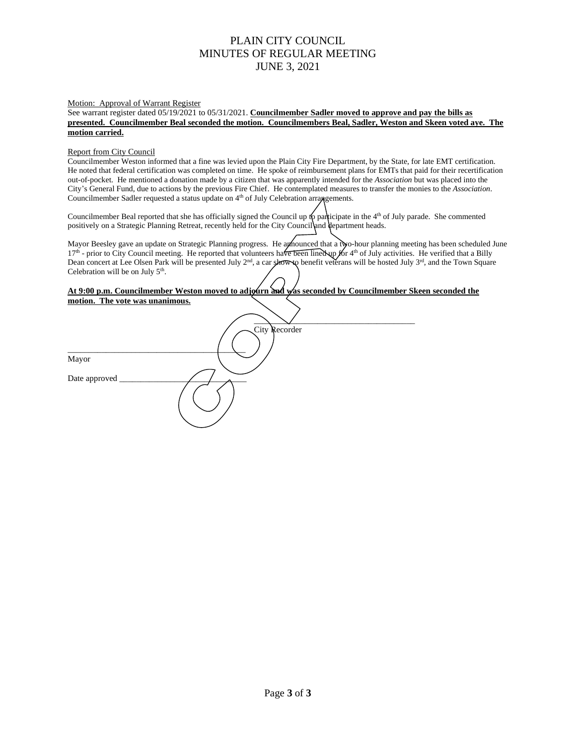# PLAIN CITY COUNCIL
## MINUTES OF REGULAR MEETING
## JUNE 3, 2021

Motion: Approval of Warrant Register

See warrant register dated 05/19/2021 to 05/31/2021. **Councilmember Sadler moved to approve and pay the bills as presented. Councilmember Beal seconded the motion. Councilmembers Beal, Sadler, Weston and Skeen voted aye. The motion carried.**

Report from City Council

Councilmember Weston informed that a fine was levied upon the Plain City Fire Department, by the State, for late EMT certification. He noted that federal certification was completed on time. He spoke of reimbursement plans for EMTs that paid for their recertification out-of-pocket. He mentioned a donation made by a citizen that was apparently intended for the *Association* but was placed into the City's General Fund, due to actions by the previous Fire Chief. He contemplated measures to transfer the monies to the *Association*. Councilmember Sadler requested a status update on 4th of July Celebration arrangements.

Councilmember Beal reported that she has officially signed the Council up to participate in the 4th of July parade. She commented positively on a Strategic Planning Retreat, recently held for the City Council and department heads.

Mayor Beesley gave an update on Strategic Planning progress. He announced that a two-hour planning meeting has been scheduled June 17th - prior to City Council meeting. He reported that volunteers have been lined up for 4th of July activities. He verified that a Billy Dean concert at Lee Olsen Park will be presented July 2nd, a car show to benefit veterans will be hosted July 3rd, and the Town Square Celebration will be on July 5th.

**At 9:00 p.m. Councilmember Weston moved to adjourn and was seconded by Councilmember Skeen seconded the motion. The vote was unanimous.**

\_\_\_\_\_\_\_\_\_\_\_\_\_\_\_\_\_\_\_\_\_\_\_\_\_\_\_\_\_\_\_\_\_\_\_\_
City Recorder

\_\_\_\_\_\_\_\_\_\_\_\_\_\_\_\_\_\_\_\_\_\_\_\_\_\_\_\_\_\_\_\_\_\_\_\_
Mayor

Date approved \_\_\_\_\_\_\_\_\_\_\_\_\_\_\_\_\_\_\_\_\_\_\_\_\_\_

COPY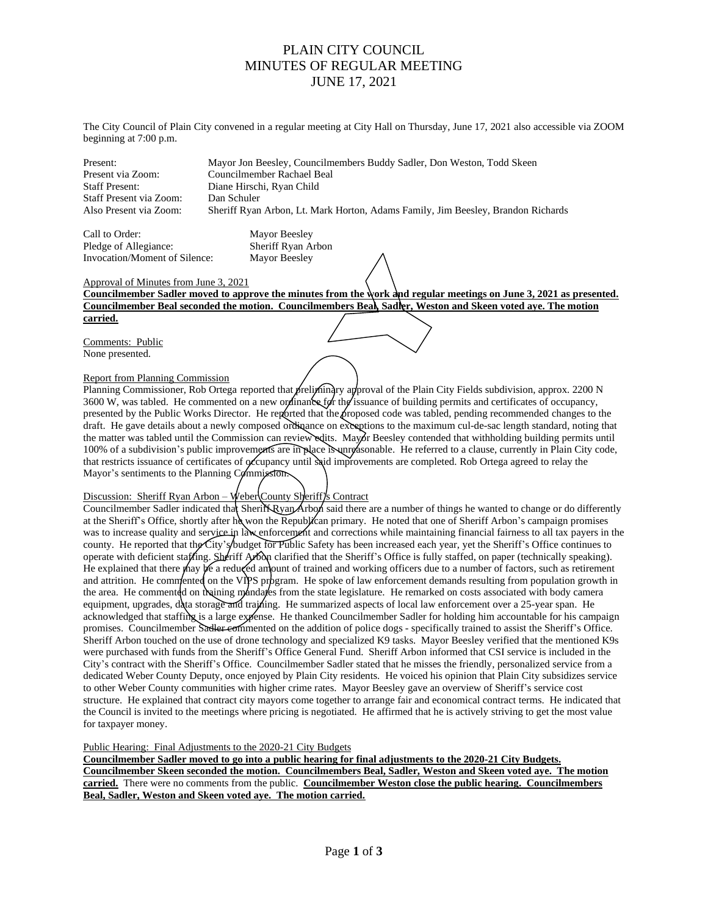# PLAIN CITY COUNCIL
# MINUTES OF REGULAR MEETING
# JUNE 17, 2021

The City Council of Plain City convened in a regular meeting at City Hall on Thursday, June 17, 2021 also accessible via ZOOM beginning at 7:00 p.m.

| | |
|---|---|
| Present: | Mayor Jon Beesley, Councilmembers Buddy Sadler, Don Weston, Todd Skeen |
| Present via Zoom: | Councilmember Rachael Beal |
| Staff Present: | Diane Hirschi, Ryan Child |
| Staff Present via Zoom: | Dan Schuler |
| Also Present via Zoom: | Sheriff Ryan Arbon, Lt. Mark Horton, Adams Family, Jim Beesley, Brandon Richards |

| | |
|---|---|
| Call to Order: | Mayor Beesley |
| Pledge of Allegiance: | Sheriff Ryan Arbon |
| Invocation/Moment of Silence: | Mayor Beesley |

Approval of Minutes from June 3, 2021

**Councilmember Sadler moved to approve the minutes from the work and regular meetings on June 3, 2021 as presented. Councilmember Beal seconded the motion. Councilmembers Beal, Sadler, Weston and Skeen voted aye. The motion carried.**

Comments: Public

None presented.

Report from Planning Commission

Planning Commissioner, Rob Ortega reported that preliminary approval of the Plain City Fields subdivision, approx. 2200 N 3600 W, was tabled. He commented on a new ordinance for the issuance of building permits and certificates of occupancy, presented by the Public Works Director. He reported that the proposed code was tabled, pending recommended changes to the draft. He gave details about a newly composed ordinance on exceptions to the maximum cul-de-sac length standard, noting that the matter was tabled until the Commission can review edits. Mayor Beesley contended that withholding building permits until 100% of a subdivision's public improvements are in place is unreasonable. He referred to a clause, currently in Plain City code, that restricts issuance of certificates of occupancy until said improvements are completed. Rob Ortega agreed to relay the Mayor's sentiments to the Planning Commission.

Discussion: Sheriff Ryan Arbon – Weber County Sheriff's Contract

Councilmember Sadler indicated that Sheriff Ryan Arbon said there are a number of things he wanted to change or do differently at the Sheriff's Office, shortly after he won the Republican primary. He noted that one of Sheriff Arbon's campaign promises was to increase quality and service in law enforcement and corrections while maintaining financial fairness to all tax payers in the county. He reported that the City's budget for Public Safety has been increased each year, yet the Sheriff's Office continues to operate with deficient staffing. Sheriff Arbon clarified that the Sheriff's Office is fully staffed, on paper (technically speaking). He explained that there may be a reduced amount of trained and working officers due to a number of factors, such as retirement and attrition. He commented on the VIPS program. He spoke of law enforcement demands resulting from population growth in the area. He commented on training mandates from the state legislature. He remarked on costs associated with body camera equipment, upgrades, data storage and training. He summarized aspects of local law enforcement over a 25-year span. He acknowledged that staffing is a large expense. He thanked Councilmember Sadler for holding him accountable for his campaign promises. Councilmember Sadler commented on the addition of police dogs - specifically trained to assist the Sheriff's Office. Sheriff Arbon touched on the use of drone technology and specialized K9 tasks. Mayor Beesley verified that the mentioned K9s were purchased with funds from the Sheriff's Office General Fund. Sheriff Arbon informed that CSI service is included in the City's contract with the Sheriff's Office. Councilmember Sadler stated that he misses the friendly, personalized service from a dedicated Weber County Deputy, once enjoyed by Plain City residents. He voiced his opinion that Plain City subsidizes service to other Weber County communities with higher crime rates. Mayor Beesley gave an overview of Sheriff's service cost structure. He explained that contract city mayors come together to arrange fair and economical contract terms. He indicated that the Council is invited to the meetings where pricing is negotiated. He affirmed that he is actively striving to get the most value for taxpayer money.

Public Hearing: Final Adjustments to the 2020-21 City Budgets

**Councilmember Sadler moved to go into a public hearing for final adjustments to the 2020-21 City Budgets. Councilmember Skeen seconded the motion. Councilmembers Beal, Sadler, Weston and Skeen voted aye. The motion carried.** There were no comments from the public. **Councilmember Weston close the public hearing. Councilmembers Beal, Sadler, Weston and Skeen voted aye. The motion carried.**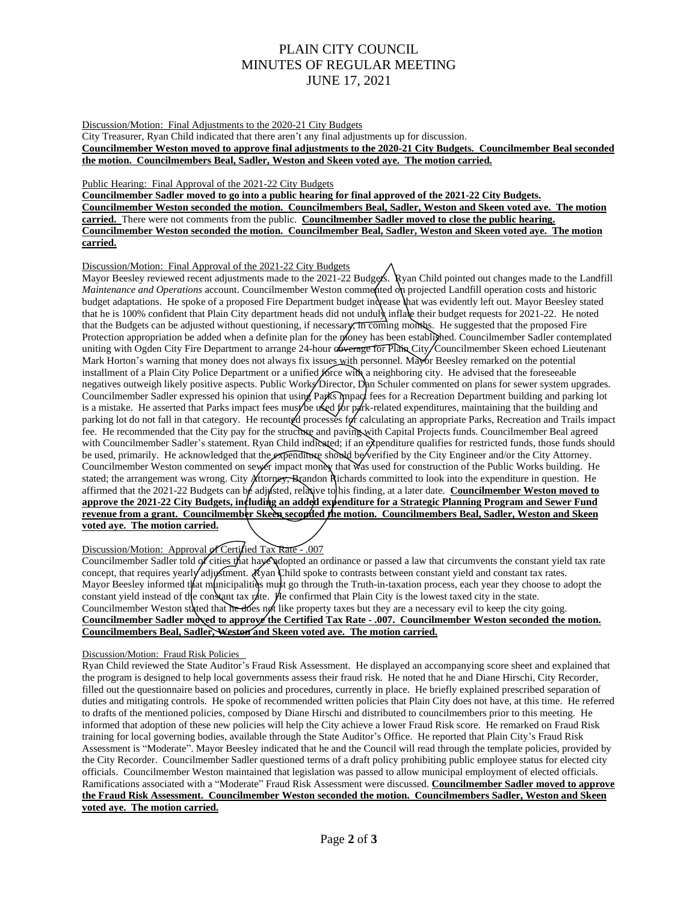# PLAIN CITY COUNCIL
# MINUTES OF REGULAR MEETING
# JUNE 17, 2021

Discussion/Motion: Final Adjustments to the 2020-21 City Budgets

City Treasurer, Ryan Child indicated that there aren't any final adjustments up for discussion.

**Councilmember Weston moved to approve final adjustments to the 2020-21 City Budgets. Councilmember Beal seconded the motion. Councilmembers Beal, Sadler, Weston and Skeen voted aye. The motion carried.**

Public Hearing: Final Approval of the 2021-22 City Budgets

**Councilmember Sadler moved to go into a public hearing for final approved of the 2021-22 City Budgets. Councilmember Weston seconded the motion. Councilmembers Beal, Sadler, Weston and Skeen voted aye. The motion carried.** There were not comments from the public. **Councilmember Sadler moved to close the public hearing. Councilmember Weston seconded the motion. Councilmember Beal, Sadler, Weston and Skeen voted aye. The motion carried.**

Discussion/Motion: Final Approval of the 2021-22 City Budgets

Mayor Beesley reviewed recent adjustments made to the 2021-22 Budgets. Ryan Child pointed out changes made to the Landfill *Maintenance and Operations* account. Councilmember Weston commented on projected Landfill operation costs and historic budget adaptations. He spoke of a proposed Fire Department budget increase that was evidently left out. Mayor Beesley stated that he is 100% confident that Plain City department heads did not unduly inflate their budget requests for 2021-22. He noted that the Budgets can be adjusted without questioning, if necessary, in coming months. He suggested that the proposed Fire Protection appropriation be added when a definite plan for the money has been established. Councilmember Sadler contemplated uniting with Ogden City Fire Department to arrange 24-hour coverage for Plain City. Councilmember Skeen echoed Lieutenant Mark Horton's warning that money does not always fix issues with personnel. Mayor Beesley remarked on the potential installment of a Plain City Police Department or a unified force with a neighboring city. He advised that the foreseeable negatives outweigh likely positive aspects. Public Works Director, Dan Schuler commented on plans for sewer system upgrades. Councilmember Sadler expressed his opinion that using Parks impact fees for a Recreation Department building and parking lot is a mistake. He asserted that Parks impact fees must be used for park-related expenditures, maintaining that the building and parking lot do not fall in that category. He recounted processes for calculating an appropriate Parks, Recreation and Trails impact fee. He recommended that the City pay for the structure and paving with Capital Projects funds. Councilmember Beal agreed with Councilmember Sadler's statement. Ryan Child indicated; if an expenditure qualifies for restricted funds, those funds should be used, primarily. He acknowledged that the expenditure should be verified by the City Engineer and/or the City Attorney. Councilmember Weston commented on sewer impact money that was used for construction of the Public Works building. He stated; the arrangement was wrong. City Attorney, Brandon Richards committed to look into the expenditure in question. He affirmed that the 2021-22 Budgets can be adjusted, relative to his finding, at a later date. **Councilmember Weston moved to approve the 2021-22 City Budgets, including an added expenditure for a Strategic Planning Program and Sewer Fund revenue from a grant. Councilmember Skeen seconded the motion. Councilmembers Beal, Sadler, Weston and Skeen voted aye. The motion carried.**

Discussion/Motion: Approval of Certified Tax Rate - .007

Councilmember Sadler told of cities that have adopted an ordinance or passed a law that circumvents the constant yield tax rate concept, that requires yearly adjustment. Ryan Child spoke to contrasts between constant yield and constant tax rates. Mayor Beesley informed that municipalities must go through the Truth-in-taxation process, each year they choose to adopt the constant yield instead of the constant tax rate. He confirmed that Plain City is the lowest taxed city in the state. Councilmember Weston stated that he does not like property taxes but they are a necessary evil to keep the city going. **Councilmember Sadler moved to approve the Certified Tax Rate - .007. Councilmember Weston seconded the motion. Councilmembers Beal, Sadler, Weston and Skeen voted aye. The motion carried.**

Discussion/Motion: Fraud Risk Policies

Ryan Child reviewed the State Auditor's Fraud Risk Assessment. He displayed an accompanying score sheet and explained that the program is designed to help local governments assess their fraud risk. He noted that he and Diane Hirschi, City Recorder, filled out the questionnaire based on policies and procedures, currently in place. He briefly explained prescribed separation of duties and mitigating controls. He spoke of recommended written policies that Plain City does not have, at this time. He referred to drafts of the mentioned policies, composed by Diane Hirschi and distributed to councilmembers prior to this meeting. He informed that adoption of these new policies will help the City achieve a lower Fraud Risk score. He remarked on Fraud Risk training for local governing bodies, available through the State Auditor's Office. He reported that Plain City's Fraud Risk Assessment is "Moderate". Mayor Beesley indicated that he and the Council will read through the template policies, provided by the City Recorder. Councilmember Sadler questioned terms of a draft policy prohibiting public employee status for elected city officials. Councilmember Weston maintained that legislation was passed to allow municipal employment of elected officials. Ramifications associated with a "Moderate" Fraud Risk Assessment were discussed. **Councilmember Sadler moved to approve the Fraud Risk Assessment. Councilmember Weston seconded the motion. Councilmembers Sadler, Weston and Skeen voted aye. The motion carried.**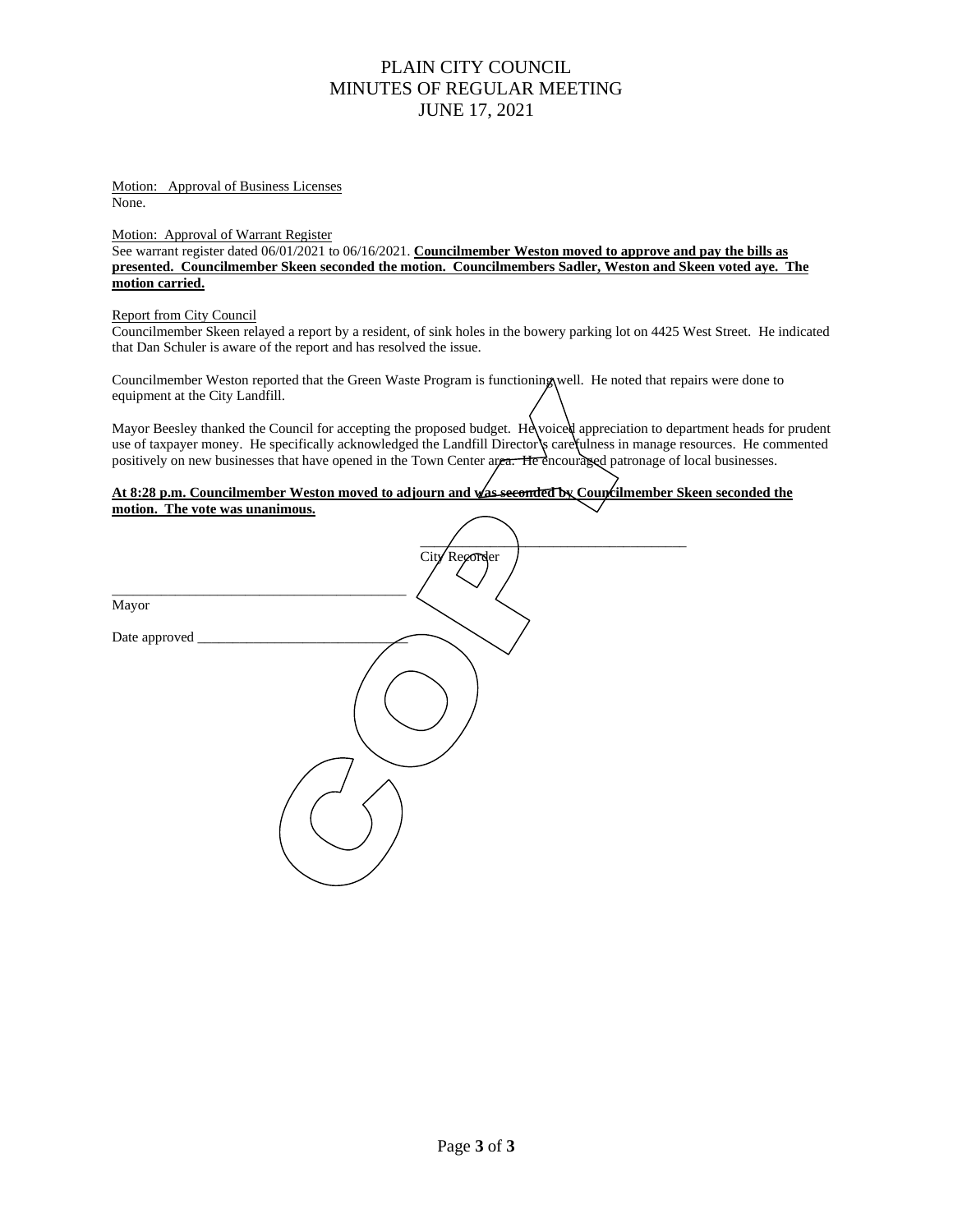Motion: Approval of Business Licenses
None.

Motion: Approval of Warrant Register
See warrant register dated 06/01/2021 to 06/16/2021. **Councilmember Weston moved to approve and pay the bills as presented. Councilmember Skeen seconded the motion. Councilmembers Sadler, Weston and Skeen voted aye. The motion carried.**

Report from City Council
Councilmember Skeen relayed a report by a resident, of sink holes in the bowery parking lot on 4425 West Street. He indicated that Dan Schuler is aware of the report and has resolved the issue.

Councilmember Weston reported that the Green Waste Program is functioning well. He noted that repairs were done to equipment at the City Landfill.

Mayor Beesley thanked the Council for accepting the proposed budget. He voiced appreciation to department heads for prudent use of taxpayer money. He specifically acknowledged the Landfill Director's carefulness in manage resources. He commented positively on new businesses that have opened in the Town Center area. He encouraged patronage of local businesses.

**At 8:28 p.m. Councilmember Weston moved to adjourn and was seconded by Councilmember Skeen seconded the motion. The vote was unanimous.**

\_\_\_\_\_\_\_\_\_\_\_\_\_\_\_\_\_\_\_\_\_\_\_\_\_\_\_\_\_\_\_\_\_\_\_\_\_\_
City Recorder

\_\_\_\_\_\_\_\_\_\_\_\_\_\_\_\_\_\_\_\_\_\_\_\_\_\_\_\_\_\_\_\_\_\_\_\_\_\_\_\_\_\_
Mayor

Date approved \_\_\_\_\_\_\_\_\_\_\_\_\_\_\_\_\_\_\_\_\_\_\_\_\_\_\_\_\_\_

COPY